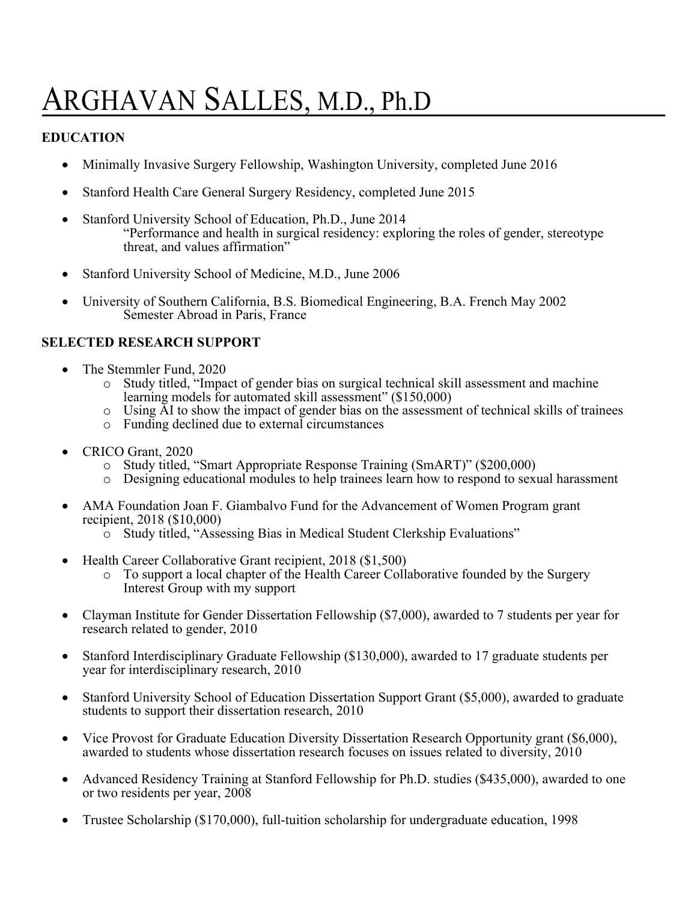# Arghavan Salles, M.D., Ph.D

## EDUCATION

- Minimally Invasive Surgery Fellowship, Washington University, completed June 2016
- Stanford Health Care General Surgery Residency, completed June 2015
- Stanford University School of Education, Ph.D., June 2014
  "Performance and health in surgical residency: exploring the roles of gender, stereotype threat, and values affirmation"
- Stanford University School of Medicine, M.D., June 2006
- University of Southern California, B.S. Biomedical Engineering, B.A. French May 2002
  Semester Abroad in Paris, France

## SELECTED RESEARCH SUPPORT

- The Stemmler Fund, 2020
  - Study titled, "Impact of gender bias on surgical technical skill assessment and machine learning models for automated skill assessment" ($150,000)
  - Using AI to show the impact of gender bias on the assessment of technical skills of trainees
  - Funding declined due to external circumstances
- CRICO Grant, 2020
  - Study titled, "Smart Appropriate Response Training (SmART)" ($200,000)
  - Designing educational modules to help trainees learn how to respond to sexual harassment
- AMA Foundation Joan F. Giambalvo Fund for the Advancement of Women Program grant recipient, 2018 ($10,000)
  - Study titled, "Assessing Bias in Medical Student Clerkship Evaluations"
- Health Career Collaborative Grant recipient, 2018 ($1,500)
  - To support a local chapter of the Health Career Collaborative founded by the Surgery Interest Group with my support
- Clayman Institute for Gender Dissertation Fellowship ($7,000), awarded to 7 students per year for research related to gender, 2010
- Stanford Interdisciplinary Graduate Fellowship ($130,000), awarded to 17 graduate students per year for interdisciplinary research, 2010
- Stanford University School of Education Dissertation Support Grant ($5,000), awarded to graduate students to support their dissertation research, 2010
- Vice Provost for Graduate Education Diversity Dissertation Research Opportunity grant ($6,000), awarded to students whose dissertation research focuses on issues related to diversity, 2010
- Advanced Residency Training at Stanford Fellowship for Ph.D. studies ($435,000), awarded to one or two residents per year, 2008
- Trustee Scholarship ($170,000), full-tuition scholarship for undergraduate education, 1998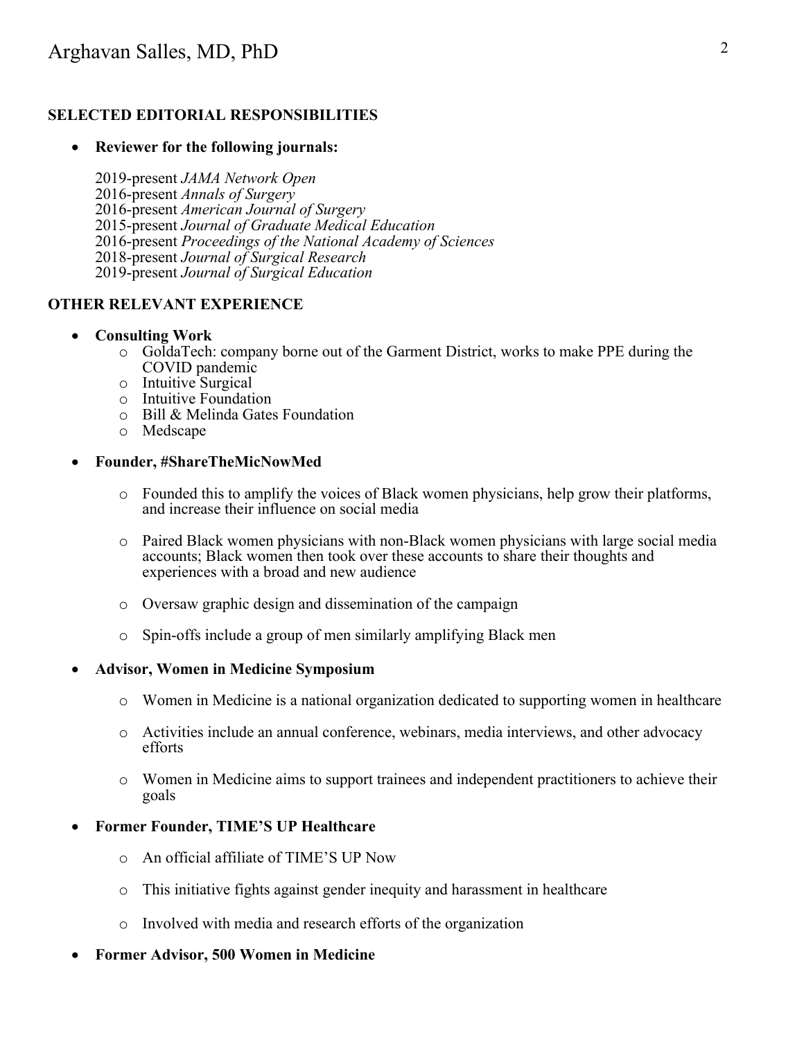## SELECTED EDITORIAL RESPONSIBILITIES

- **Reviewer for the following journals:**

  2019-present *JAMA Network Open*
  2016-present *Annals of Surgery*
  2016-present *American Journal of Surgery*
  2015-present *Journal of Graduate Medical Education*
  2016-present *Proceedings of the National Academy of Sciences*
  2018-present *Journal of Surgical Research*
  2019-present *Journal of Surgical Education*

## OTHER RELEVANT EXPERIENCE

- **Consulting Work**
  - GoldaTech: company borne out of the Garment District, works to make PPE during the COVID pandemic
  - Intuitive Surgical
  - Intuitive Foundation
  - Bill & Melinda Gates Foundation
  - Medscape

- **Founder, #ShareTheMicNowMed**
  - Founded this to amplify the voices of Black women physicians, help grow their platforms, and increase their influence on social media
  - Paired Black women physicians with non-Black women physicians with large social media accounts; Black women then took over these accounts to share their thoughts and experiences with a broad and new audience
  - Oversaw graphic design and dissemination of the campaign
  - Spin-offs include a group of men similarly amplifying Black men

- **Advisor, Women in Medicine Symposium**
  - Women in Medicine is a national organization dedicated to supporting women in healthcare
  - Activities include an annual conference, webinars, media interviews, and other advocacy efforts
  - Women in Medicine aims to support trainees and independent practitioners to achieve their goals

- **Former Founder, TIME'S UP Healthcare**
  - An official affiliate of TIME'S UP Now
  - This initiative fights against gender inequity and harassment in healthcare
  - Involved with media and research efforts of the organization

- **Former Advisor, 500 Women in Medicine**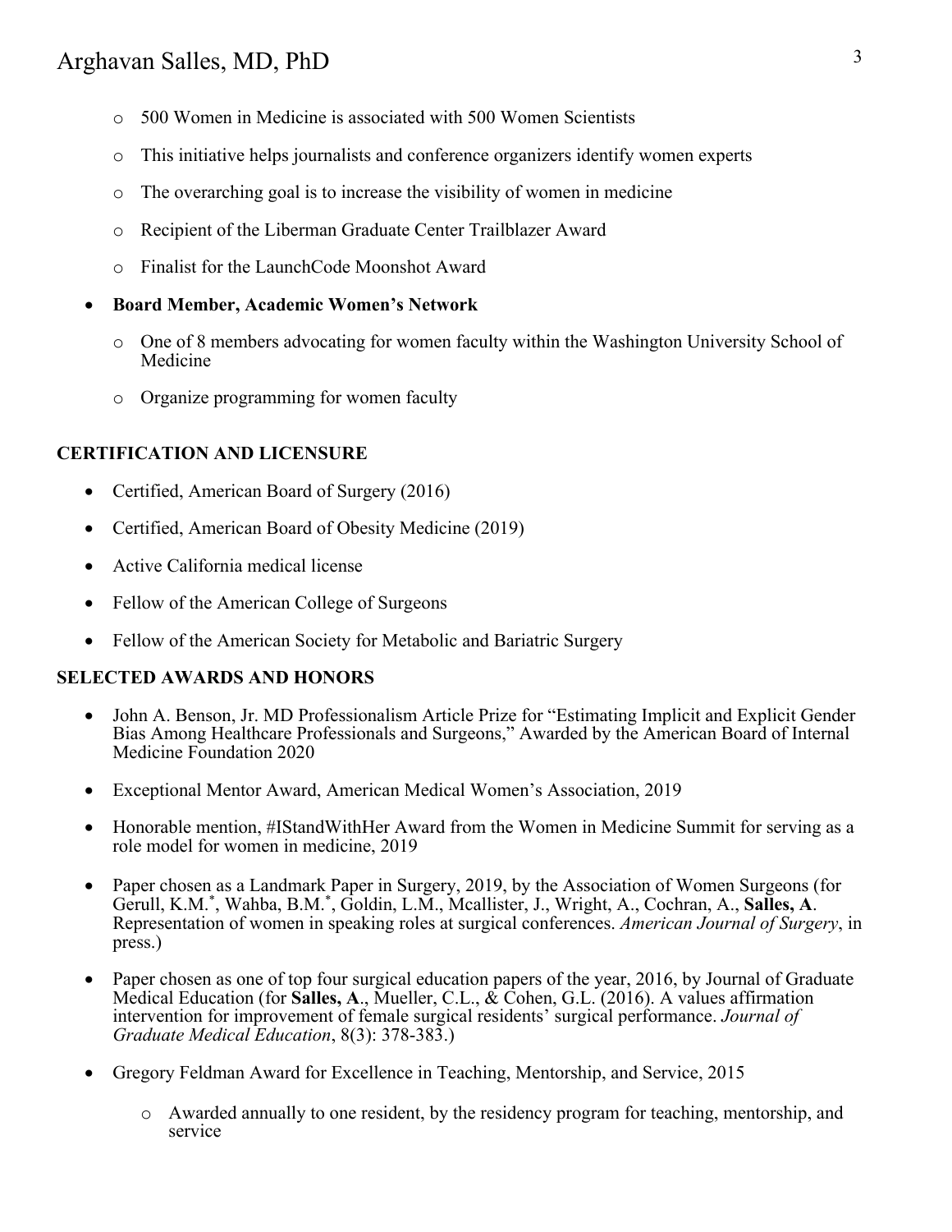- 500 Women in Medicine is associated with 500 Women Scientists
  - This initiative helps journalists and conference organizers identify women experts
  - The overarching goal is to increase the visibility of women in medicine
  - Recipient of the Liberman Graduate Center Trailblazer Award
  - Finalist for the LaunchCode Moonshot Award

- **Board Member, Academic Women's Network**
  - One of 8 members advocating for women faculty within the Washington University School of Medicine
  - Organize programming for women faculty

## CERTIFICATION AND LICENSURE

- Certified, American Board of Surgery (2016)
- Certified, American Board of Obesity Medicine (2019)
- Active California medical license
- Fellow of the American College of Surgeons
- Fellow of the American Society for Metabolic and Bariatric Surgery

## SELECTED AWARDS AND HONORS

- John A. Benson, Jr. MD Professionalism Article Prize for "Estimating Implicit and Explicit Gender Bias Among Healthcare Professionals and Surgeons," Awarded by the American Board of Internal Medicine Foundation 2020
- Exceptional Mentor Award, American Medical Women's Association, 2019
- Honorable mention, #IStandWithHer Award from the Women in Medicine Summit for serving as a role model for women in medicine, 2019
- Paper chosen as a Landmark Paper in Surgery, 2019, by the Association of Women Surgeons (for Gerull, K.M.*, Wahba, B.M.*, Goldin, L.M., Mcallister, J., Wright, A., Cochran, A., **Salles, A**. Representation of women in speaking roles at surgical conferences. *American Journal of Surgery*, in press.)
- Paper chosen as one of top four surgical education papers of the year, 2016, by Journal of Graduate Medical Education (for **Salles, A**., Mueller, C.L., & Cohen, G.L. (2016). A values affirmation intervention for improvement of female surgical residents' surgical performance. *Journal of Graduate Medical Education*, 8(3): 378-383.)
- Gregory Feldman Award for Excellence in Teaching, Mentorship, and Service, 2015
  - Awarded annually to one resident, by the residency program for teaching, mentorship, and service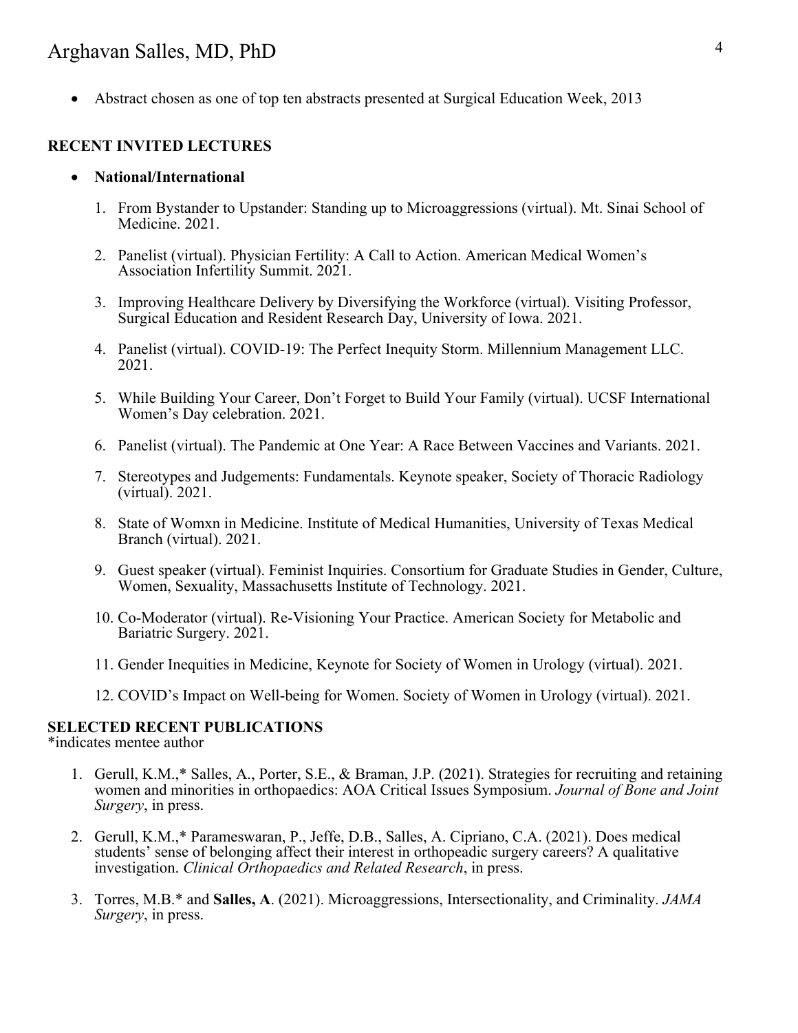- Abstract chosen as one of top ten abstracts presented at Surgical Education Week, 2013

## RECENT INVITED LECTURES

- **National/International**

1. From Bystander to Upstander: Standing up to Microaggressions (virtual). Mt. Sinai School of Medicine. 2021.

2. Panelist (virtual). Physician Fertility: A Call to Action. American Medical Women's Association Infertility Summit. 2021.

3. Improving Healthcare Delivery by Diversifying the Workforce (virtual). Visiting Professor, Surgical Education and Resident Research Day, University of Iowa. 2021.

4. Panelist (virtual). COVID-19: The Perfect Inequity Storm. Millennium Management LLC. 2021.

5. While Building Your Career, Don't Forget to Build Your Family (virtual). UCSF International Women's Day celebration. 2021.

6. Panelist (virtual). The Pandemic at One Year: A Race Between Vaccines and Variants. 2021.

7. Stereotypes and Judgements: Fundamentals. Keynote speaker, Society of Thoracic Radiology (virtual). 2021.

8. State of Womxn in Medicine. Institute of Medical Humanities, University of Texas Medical Branch (virtual). 2021.

9. Guest speaker (virtual). Feminist Inquiries. Consortium for Graduate Studies in Gender, Culture, Women, Sexuality, Massachusetts Institute of Technology. 2021.

10. Co-Moderator (virtual). Re-Visioning Your Practice. American Society for Metabolic and Bariatric Surgery. 2021.

11. Gender Inequities in Medicine, Keynote for Society of Women in Urology (virtual). 2021.

12. COVID's Impact on Well-being for Women. Society of Women in Urology (virtual). 2021.

## SELECTED RECENT PUBLICATIONS

*indicates mentee author

1. Gerull, K.M.,* Salles, A., Porter, S.E., & Braman, J.P. (2021). Strategies for recruiting and retaining women and minorities in orthopaedics: AOA Critical Issues Symposium. *Journal of Bone and Joint Surgery*, in press.

2. Gerull, K.M.,* Parameswaran, P., Jeffe, D.B., Salles, A. Cipriano, C.A. (2021). Does medical students' sense of belonging affect their interest in orthopaedic surgery careers? A qualitative investigation. *Clinical Orthopaedics and Related Research*, in press.

3. Torres, M.B.* and **Salles, A**. (2021). Microaggressions, Intersectionality, and Criminality. *JAMA Surgery*, in press.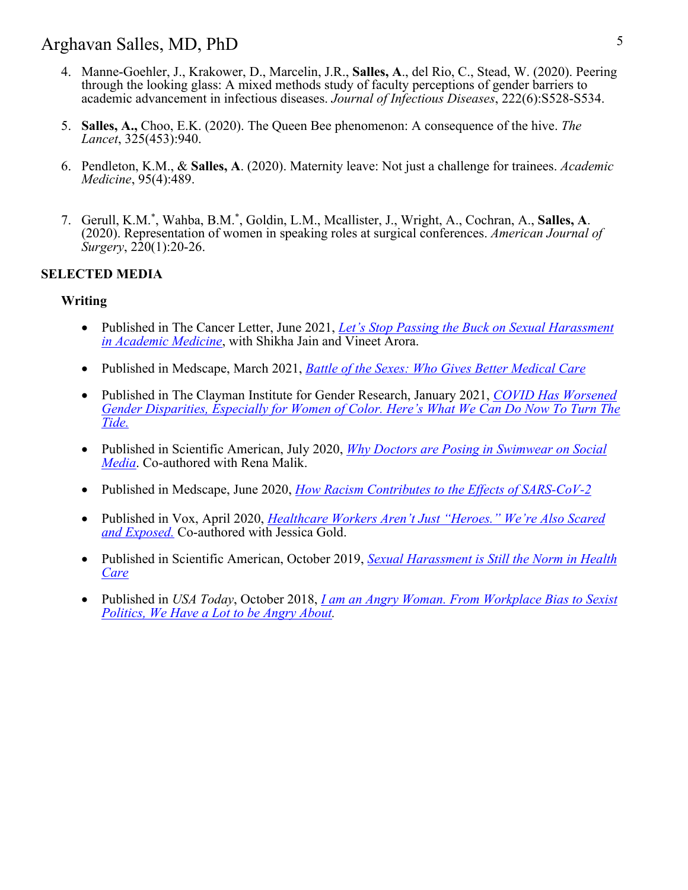4. Manne-Goehler, J., Krakower, D., Marcelin, J.R., **Salles, A**., del Rio, C., Stead, W. (2020). Peering through the looking glass: A mixed methods study of faculty perceptions of gender barriers to academic advancement in infectious diseases. *Journal of Infectious Diseases*, 222(6):S528-S534.

5. **Salles, A.,** Choo, E.K. (2020). The Queen Bee phenomenon: A consequence of the hive. *The Lancet*, 325(453):940.

6. Pendleton, K.M., & **Salles, A**. (2020). Maternity leave: Not just a challenge for trainees. *Academic Medicine*, 95(4):489.

7. Gerull, K.M.*, Wahba, B.M.*, Goldin, L.M., Mcallister, J., Wright, A., Cochran, A., **Salles, A**. (2020). Representation of women in speaking roles at surgical conferences. *American Journal of Surgery*, 220(1):20-26.

## SELECTED MEDIA

### Writing

- Published in The Cancer Letter, June 2021, *Let's Stop Passing the Buck on Sexual Harassment in Academic Medicine*, with Shikha Jain and Vineet Arora.

- Published in Medscape, March 2021, *Battle of the Sexes: Who Gives Better Medical Care*

- Published in The Clayman Institute for Gender Research, January 2021, *COVID Has Worsened Gender Disparities, Especially for Women of Color. Here's What We Can Do Now To Turn The Tide.*

- Published in Scientific American, July 2020, *Why Doctors are Posing in Swimwear on Social Media*. Co-authored with Rena Malik.

- Published in Medscape, June 2020, *How Racism Contributes to the Effects of SARS-CoV-2*

- Published in Vox, April 2020, *Healthcare Workers Aren't Just "Heroes." We're Also Scared and Exposed.* Co-authored with Jessica Gold.

- Published in Scientific American, October 2019, *Sexual Harassment is Still the Norm in Health Care*

- Published in *USA Today*, October 2018, *I am an Angry Woman. From Workplace Bias to Sexist Politics, We Have a Lot to be Angry About*.